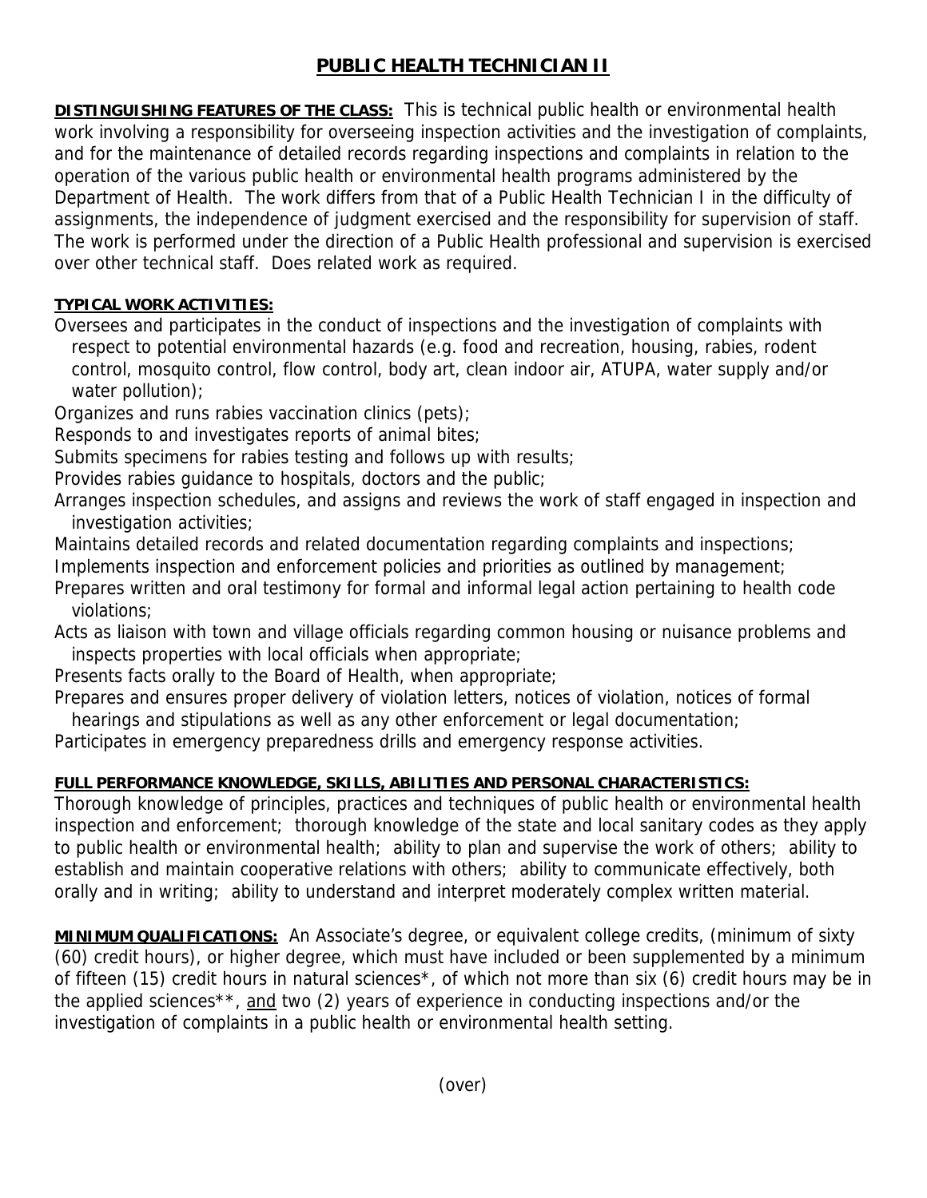# PUBLIC HEALTH TECHNICIAN II

**DISTINGUISHING FEATURES OF THE CLASS:** This is technical public health or environmental health work involving a responsibility for overseeing inspection activities and the investigation of complaints, and for the maintenance of detailed records regarding inspections and complaints in relation to the operation of the various public health or environmental health programs administered by the Department of Health. The work differs from that of a Public Health Technician I in the difficulty of assignments, the independence of judgment exercised and the responsibility for supervision of staff. The work is performed under the direction of a Public Health professional and supervision is exercised over other technical staff. Does related work as required.

**TYPICAL WORK ACTIVITIES:**

Oversees and participates in the conduct of inspections and the investigation of complaints with respect to potential environmental hazards (e.g. food and recreation, housing, rabies, rodent control, mosquito control, flow control, body art, clean indoor air, ATUPA, water supply and/or water pollution);

Organizes and runs rabies vaccination clinics (pets);

Responds to and investigates reports of animal bites;

Submits specimens for rabies testing and follows up with results;

Provides rabies guidance to hospitals, doctors and the public;

Arranges inspection schedules, and assigns and reviews the work of staff engaged in inspection and investigation activities;

Maintains detailed records and related documentation regarding complaints and inspections;

Implements inspection and enforcement policies and priorities as outlined by management;

Prepares written and oral testimony for formal and informal legal action pertaining to health code violations;

Acts as liaison with town and village officials regarding common housing or nuisance problems and inspects properties with local officials when appropriate;

Presents facts orally to the Board of Health, when appropriate;

Prepares and ensures proper delivery of violation letters, notices of violation, notices of formal hearings and stipulations as well as any other enforcement or legal documentation;

Participates in emergency preparedness drills and emergency response activities.

**FULL PERFORMANCE KNOWLEDGE, SKILLS, ABILITIES AND PERSONAL CHARACTERISTICS:**

Thorough knowledge of principles, practices and techniques of public health or environmental health inspection and enforcement; thorough knowledge of the state and local sanitary codes as they apply to public health or environmental health; ability to plan and supervise the work of others; ability to establish and maintain cooperative relations with others; ability to communicate effectively, both orally and in writing; ability to understand and interpret moderately complex written material.

**MINIMUM QUALIFICATIONS:** An Associate's degree, or equivalent college credits, (minimum of sixty (60) credit hours), or higher degree, which must have included or been supplemented by a minimum of fifteen (15) credit hours in natural sciences*, of which not more than six (6) credit hours may be in the applied sciences**, and two (2) years of experience in conducting inspections and/or the investigation of complaints in a public health or environmental health setting.

(over)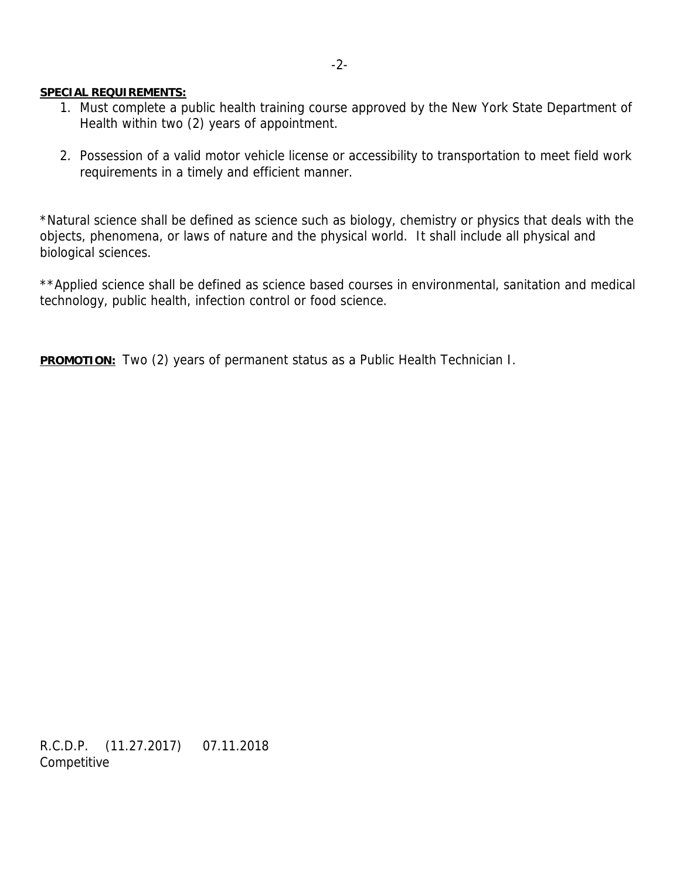**SPECIAL REQUIREMENTS:**

1. Must complete a public health training course approved by the New York State Department of Health within two (2) years of appointment.
2. Possession of a valid motor vehicle license or accessibility to transportation to meet field work requirements in a timely and efficient manner.

*Natural science shall be defined as science such as biology, chemistry or physics that deals with the objects, phenomena, or laws of nature and the physical world. It shall include all physical and biological sciences.

**Applied science shall be defined as science based courses in environmental, sanitation and medical technology, public health, infection control or food science.

**PROMOTION:** Two (2) years of permanent status as a Public Health Technician I.

R.C.D.P. (11.27.2017) 07.11.2018
Competitive